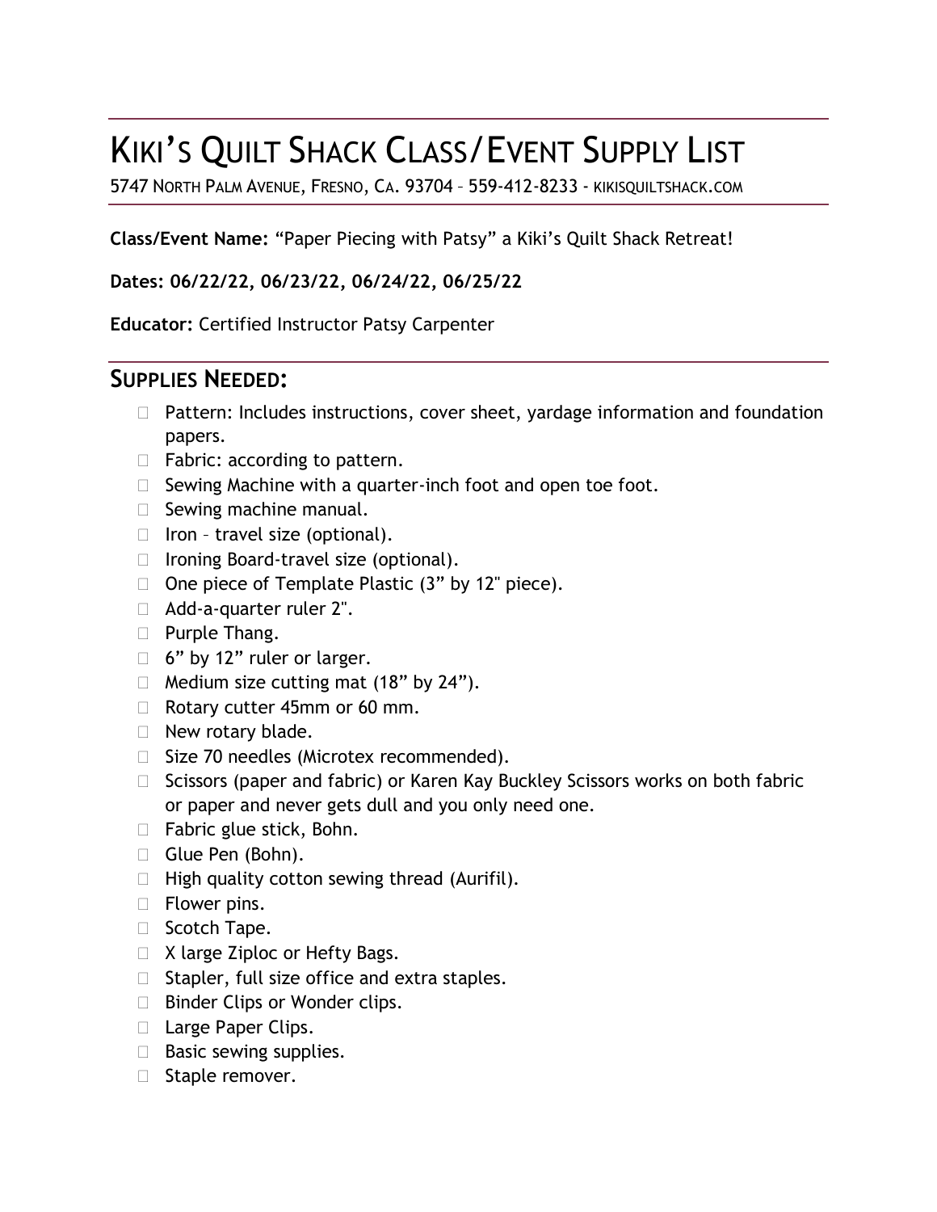# KIKI'S QUILT SHACK CLASS/EVENT SUPPLY LIST

5747 NORTH PALM AVENUE, FRESNO, CA. 93704 – 559-412-8233 - KIKISQUILTSHACK.COM

**Class/Event Name:** "Paper Piecing with Patsy" a Kiki's Quilt Shack Retreat!

**Dates: 06/22/22, 06/23/22, 06/24/22, 06/25/22**

**Educator:** Certified Instructor Patsy Carpenter

## SUPPLIES NEEDED:

- Pattern: Includes instructions, cover sheet, yardage information and foundation papers.
- Fabric: according to pattern.
- Sewing Machine with a quarter-inch foot and open toe foot.
- Sewing machine manual.
- Iron – travel size (optional).
- Ironing Board-travel size (optional).
- One piece of Template Plastic (3" by 12" piece).
- Add-a-quarter ruler 2".
- Purple Thang.
- 6" by 12" ruler or larger.
- Medium size cutting mat (18" by 24").
- Rotary cutter 45mm or 60 mm.
- New rotary blade.
- Size 70 needles (Microtex recommended).
- Scissors (paper and fabric) or Karen Kay Buckley Scissors works on both fabric or paper and never gets dull and you only need one.
- Fabric glue stick, Bohn.
- Glue Pen (Bohn).
- High quality cotton sewing thread (Aurifil).
- Flower pins.
- Scotch Tape.
- X large Ziploc or Hefty Bags.
- Stapler, full size office and extra staples.
- Binder Clips or Wonder clips.
- Large Paper Clips.
- Basic sewing supplies.
- Staple remover.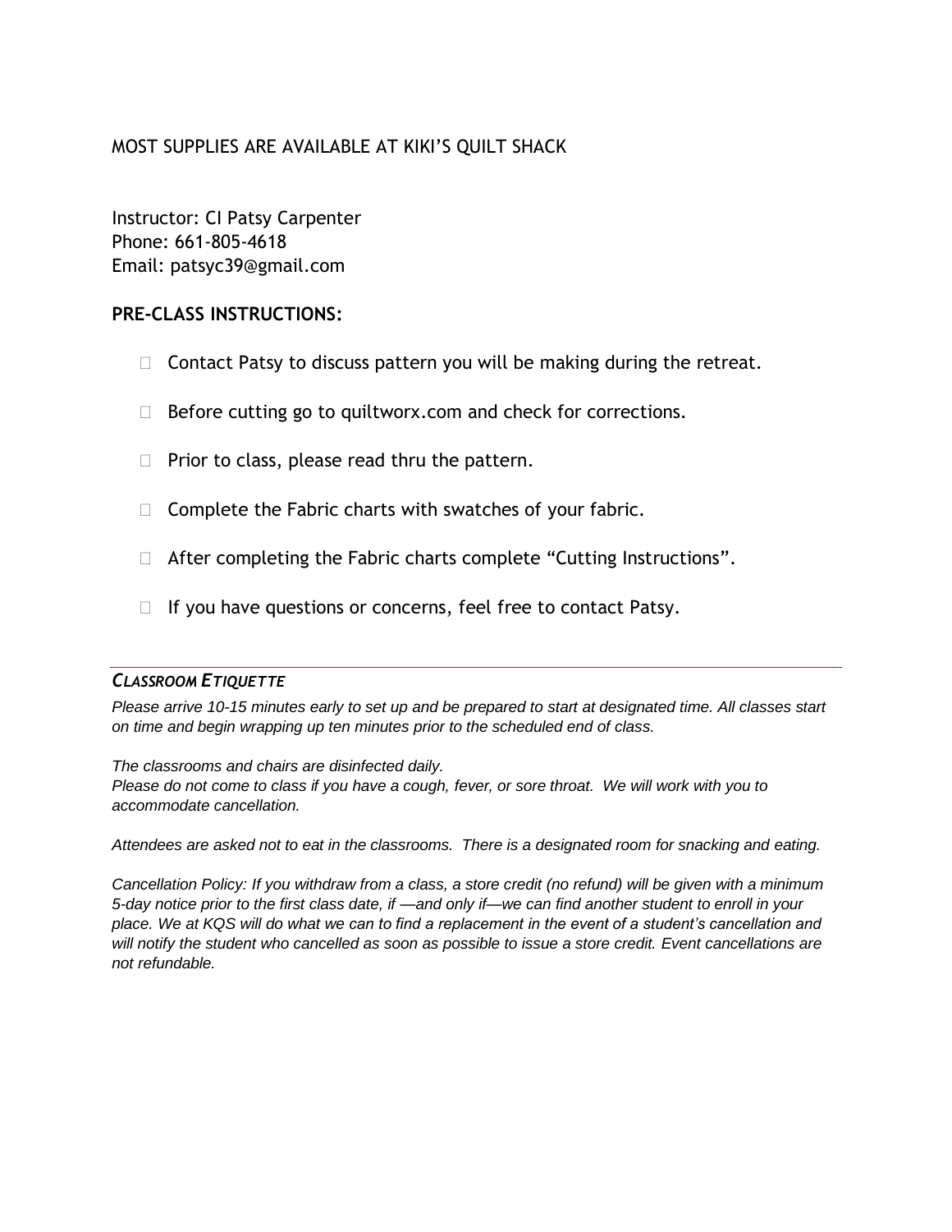MOST SUPPLIES ARE AVAILABLE AT KIKI'S QUILT SHACK

Instructor: CI Patsy Carpenter
Phone: 661-805-4618
Email: patsyc39@gmail.com

## PRE-CLASS INSTRUCTIONS:

- Contact Patsy to discuss pattern you will be making during the retreat.
- Before cutting go to quiltworx.com and check for corrections.
- Prior to class, please read thru the pattern.
- Complete the Fabric charts with swatches of your fabric.
- After completing the Fabric charts complete "Cutting Instructions".
- If you have questions or concerns, feel free to contact Patsy.

---

### *CLASSROOM ETIQUETTE*

*Please arrive 10-15 minutes early to set up and be prepared to start at designated time. All classes start on time and begin wrapping up ten minutes prior to the scheduled end of class.*

*The classrooms and chairs are disinfected daily.*
*Please do not come to class if you have a cough, fever, or sore throat. We will work with you to accommodate cancellation.*

*Attendees are asked not to eat in the classrooms. There is a designated room for snacking and eating.*

*Cancellation Policy: If you withdraw from a class, a store credit (no refund) will be given with a minimum 5-day notice prior to the first class date, if —and only if—we can find another student to enroll in your place. We at KQS will do what we can to find a replacement in the event of a student's cancellation and will notify the student who cancelled as soon as possible to issue a store credit. Event cancellations are not refundable.*